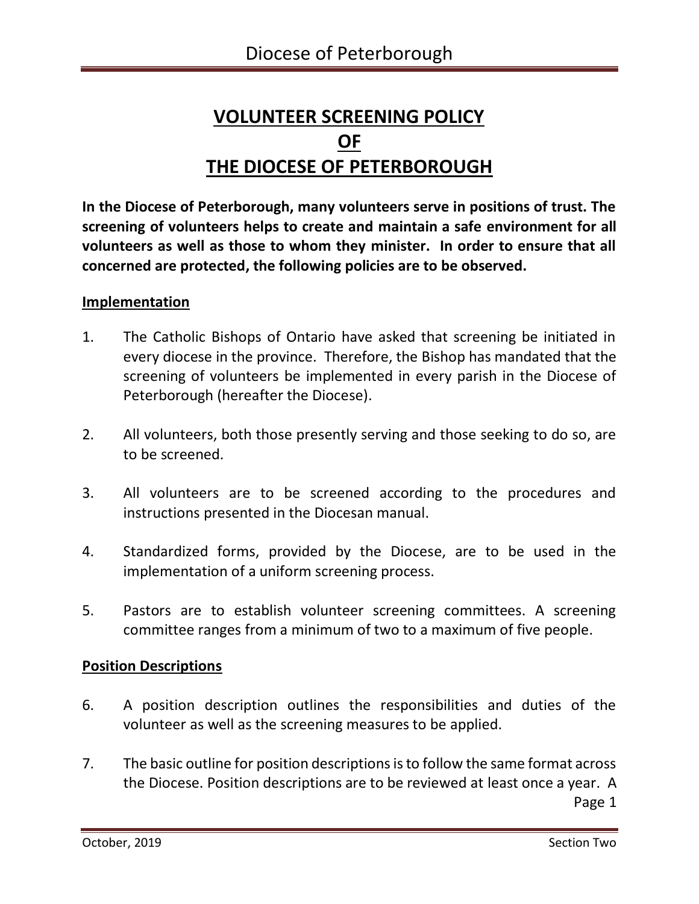# VOLUNTEER SCREENING POLICY OF THE DIOCESE OF PETERBOROUGH

**In the Diocese of Peterborough, many volunteers serve in positions of trust. The screening of volunteers helps to create and maintain a safe environment for all volunteers as well as those to whom they minister. In order to ensure that all concerned are protected, the following policies are to be observed.**

## Implementation

1. The Catholic Bishops of Ontario have asked that screening be initiated in every diocese in the province. Therefore, the Bishop has mandated that the screening of volunteers be implemented in every parish in the Diocese of Peterborough (hereafter the Diocese).

2. All volunteers, both those presently serving and those seeking to do so, are to be screened.

3. All volunteers are to be screened according to the procedures and instructions presented in the Diocesan manual.

4. Standardized forms, provided by the Diocese, are to be used in the implementation of a uniform screening process.

5. Pastors are to establish volunteer screening committees. A screening committee ranges from a minimum of two to a maximum of five people.

## Position Descriptions

6. A position description outlines the responsibilities and duties of the volunteer as well as the screening measures to be applied.

7. The basic outline for position descriptions is to follow the same format across the Diocese. Position descriptions are to be reviewed at least once a year. A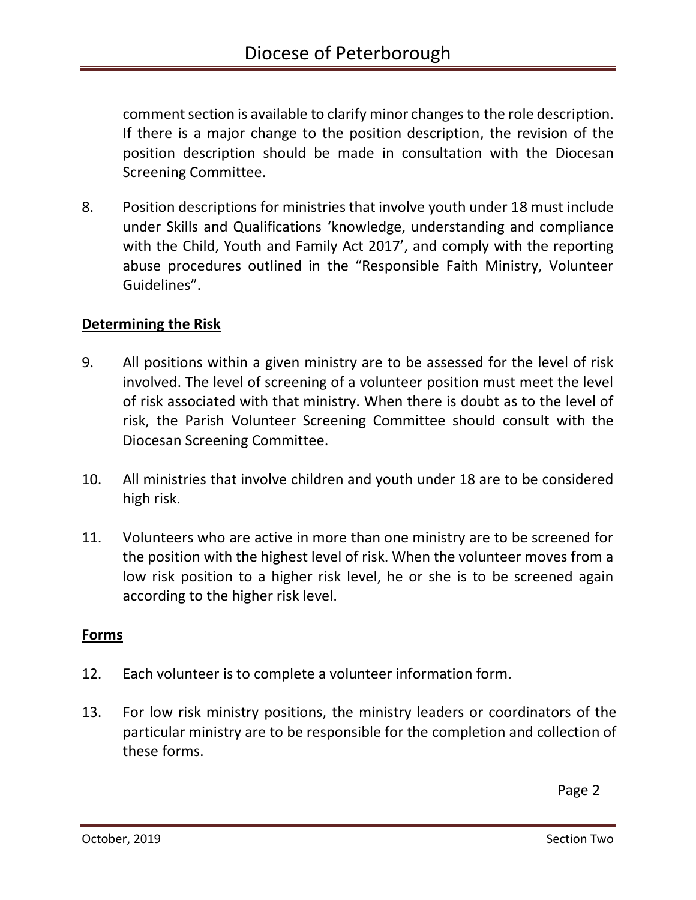comment section is available to clarify minor changes to the role description. If there is a major change to the position description, the revision of the position description should be made in consultation with the Diocesan Screening Committee.

8. Position descriptions for ministries that involve youth under 18 must include under Skills and Qualifications 'knowledge, understanding and compliance with the Child, Youth and Family Act 2017', and comply with the reporting abuse procedures outlined in the "Responsible Faith Ministry, Volunteer Guidelines".

**Determining the Risk**

9. All positions within a given ministry are to be assessed for the level of risk involved. The level of screening of a volunteer position must meet the level of risk associated with that ministry. When there is doubt as to the level of risk, the Parish Volunteer Screening Committee should consult with the Diocesan Screening Committee.

10. All ministries that involve children and youth under 18 are to be considered high risk.

11. Volunteers who are active in more than one ministry are to be screened for the position with the highest level of risk. When the volunteer moves from a low risk position to a higher risk level, he or she is to be screened again according to the higher risk level.

**Forms**

12. Each volunteer is to complete a volunteer information form.

13. For low risk ministry positions, the ministry leaders or coordinators of the particular ministry are to be responsible for the completion and collection of these forms.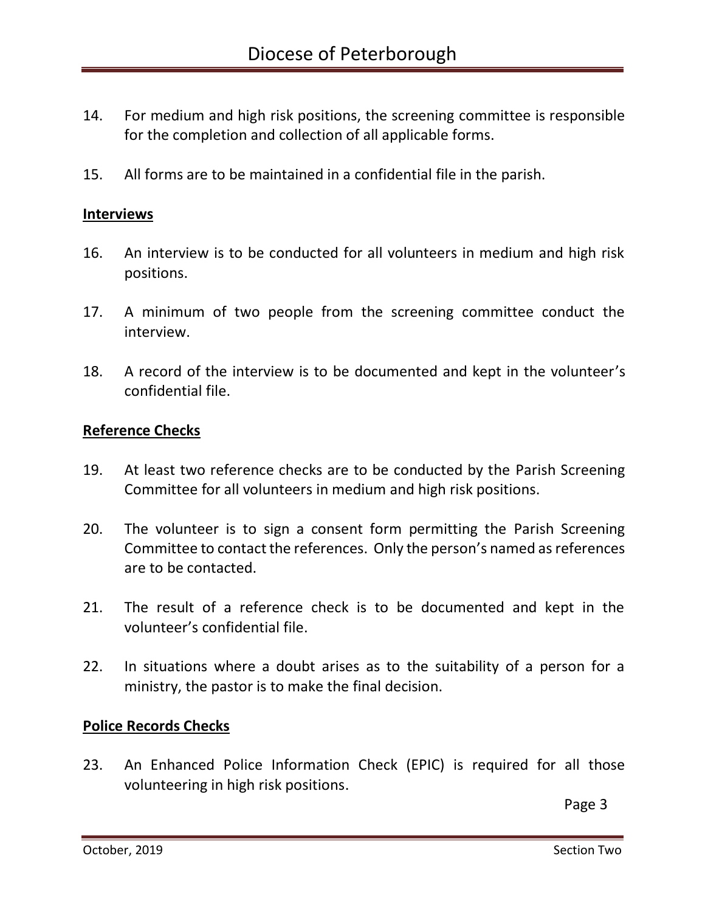14. For medium and high risk positions, the screening committee is responsible for the completion and collection of all applicable forms.

15. All forms are to be maintained in a confidential file in the parish.

## Interviews

16. An interview is to be conducted for all volunteers in medium and high risk positions.

17. A minimum of two people from the screening committee conduct the interview.

18. A record of the interview is to be documented and kept in the volunteer's confidential file.

## Reference Checks

19. At least two reference checks are to be conducted by the Parish Screening Committee for all volunteers in medium and high risk positions.

20. The volunteer is to sign a consent form permitting the Parish Screening Committee to contact the references. Only the person's named as references are to be contacted.

21. The result of a reference check is to be documented and kept in the volunteer's confidential file.

22. In situations where a doubt arises as to the suitability of a person for a ministry, the pastor is to make the final decision.

## Police Records Checks

23. An Enhanced Police Information Check (EPIC) is required for all those volunteering in high risk positions.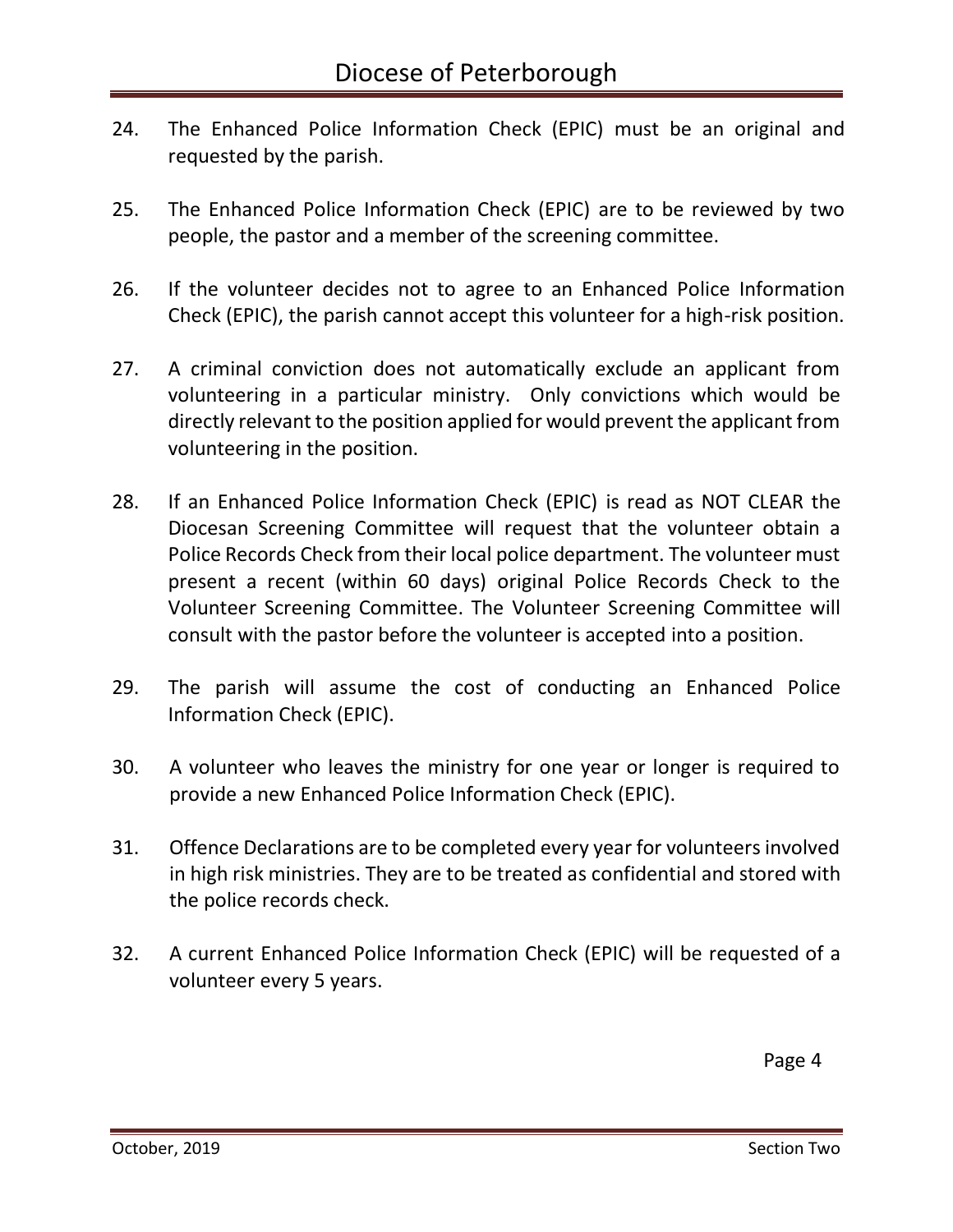24. The Enhanced Police Information Check (EPIC) must be an original and requested by the parish.

25. The Enhanced Police Information Check (EPIC) are to be reviewed by two people, the pastor and a member of the screening committee.

26. If the volunteer decides not to agree to an Enhanced Police Information Check (EPIC), the parish cannot accept this volunteer for a high-risk position.

27. A criminal conviction does not automatically exclude an applicant from volunteering in a particular ministry. Only convictions which would be directly relevant to the position applied for would prevent the applicant from volunteering in the position.

28. If an Enhanced Police Information Check (EPIC) is read as NOT CLEAR the Diocesan Screening Committee will request that the volunteer obtain a Police Records Check from their local police department. The volunteer must present a recent (within 60 days) original Police Records Check to the Volunteer Screening Committee. The Volunteer Screening Committee will consult with the pastor before the volunteer is accepted into a position.

29. The parish will assume the cost of conducting an Enhanced Police Information Check (EPIC).

30. A volunteer who leaves the ministry for one year or longer is required to provide a new Enhanced Police Information Check (EPIC).

31. Offence Declarations are to be completed every year for volunteers involved in high risk ministries. They are to be treated as confidential and stored with the police records check.

32. A current Enhanced Police Information Check (EPIC) will be requested of a volunteer every 5 years.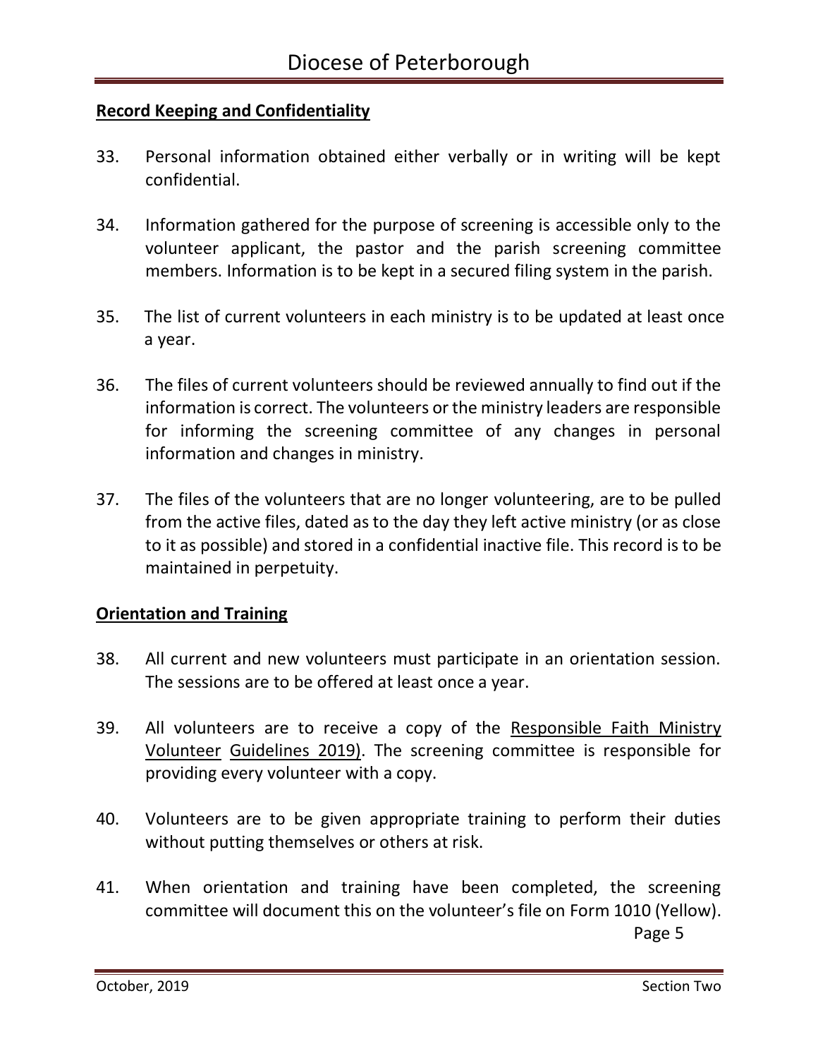**Record Keeping and Confidentiality**

33. Personal information obtained either verbally or in writing will be kept confidential.

34. Information gathered for the purpose of screening is accessible only to the volunteer applicant, the pastor and the parish screening committee members. Information is to be kept in a secured filing system in the parish.

35. The list of current volunteers in each ministry is to be updated at least once a year.

36. The files of current volunteers should be reviewed annually to find out if the information is correct. The volunteers or the ministry leaders are responsible for informing the screening committee of any changes in personal information and changes in ministry.

37. The files of the volunteers that are no longer volunteering, are to be pulled from the active files, dated as to the day they left active ministry (or as close to it as possible) and stored in a confidential inactive file. This record is to be maintained in perpetuity.

**Orientation and Training**

38. All current and new volunteers must participate in an orientation session. The sessions are to be offered at least once a year.

39. All volunteers are to receive a copy of the Responsible Faith Ministry Volunteer Guidelines 2019). The screening committee is responsible for providing every volunteer with a copy.

40. Volunteers are to be given appropriate training to perform their duties without putting themselves or others at risk.

41. When orientation and training have been completed, the screening committee will document this on the volunteer's file on Form 1010 (Yellow).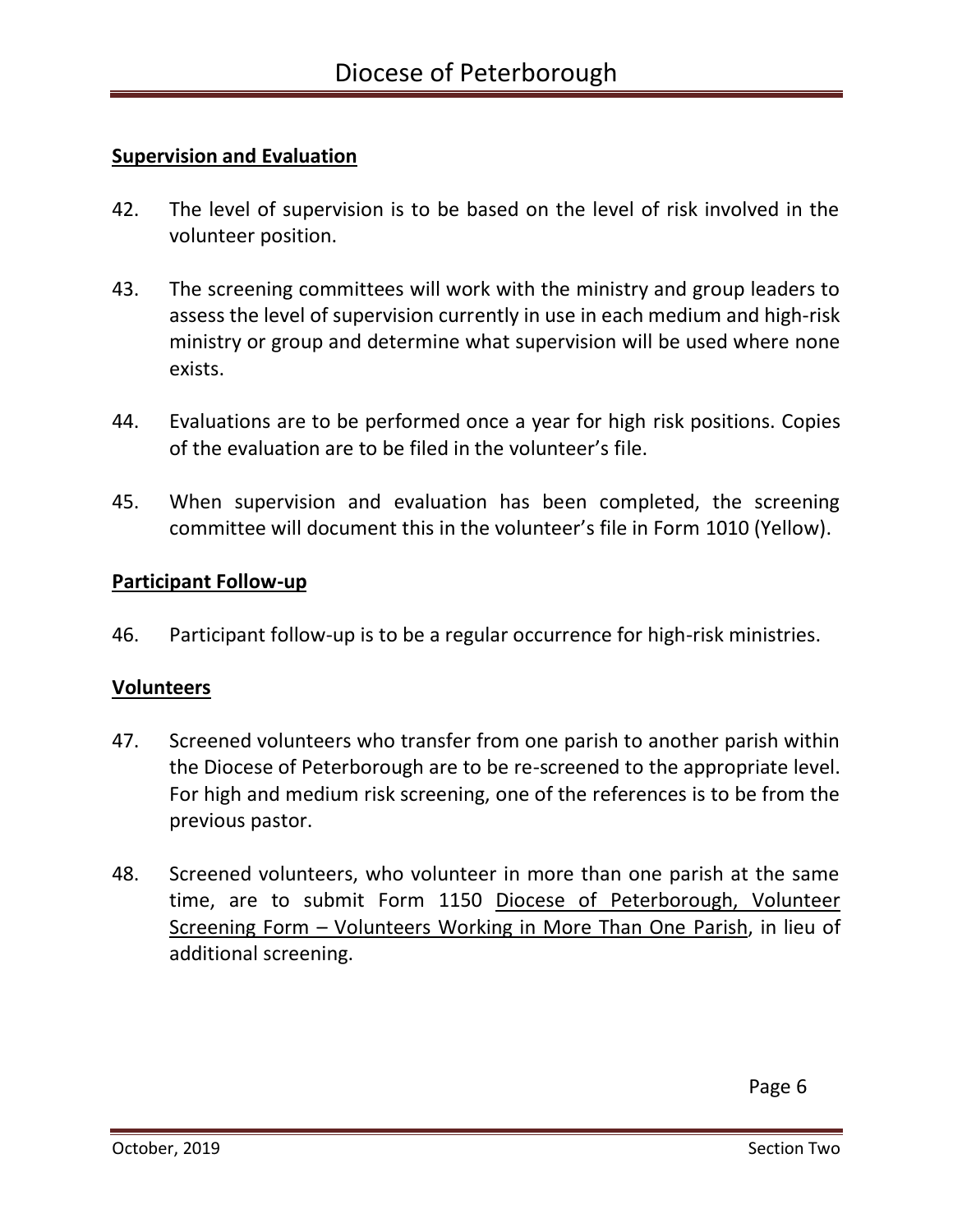## Supervision and Evaluation

42. The level of supervision is to be based on the level of risk involved in the volunteer position.

43. The screening committees will work with the ministry and group leaders to assess the level of supervision currently in use in each medium and high-risk ministry or group and determine what supervision will be used where none exists.

44. Evaluations are to be performed once a year for high risk positions. Copies of the evaluation are to be filed in the volunteer's file.

45. When supervision and evaluation has been completed, the screening committee will document this in the volunteer's file in Form 1010 (Yellow).

## Participant Follow-up

46. Participant follow-up is to be a regular occurrence for high-risk ministries.

## Volunteers

47. Screened volunteers who transfer from one parish to another parish within the Diocese of Peterborough are to be re-screened to the appropriate level. For high and medium risk screening, one of the references is to be from the previous pastor.

48. Screened volunteers, who volunteer in more than one parish at the same time, are to submit Form 1150 Diocese of Peterborough, Volunteer Screening Form – Volunteers Working in More Than One Parish, in lieu of additional screening.